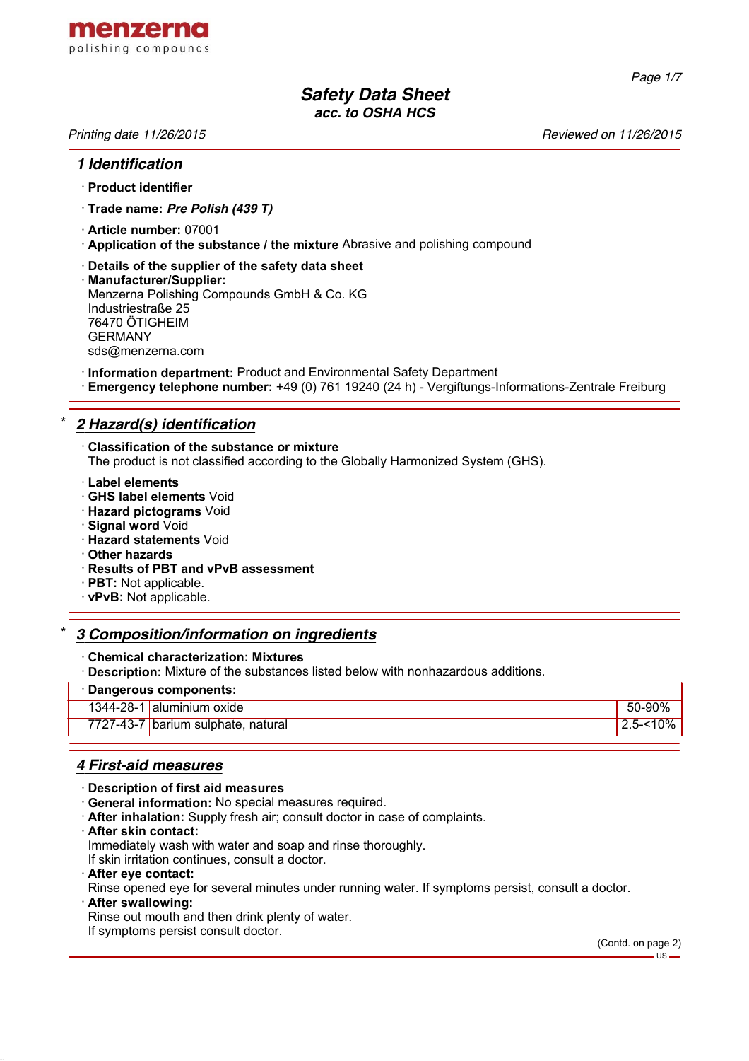menzerna
polishing compounds

# Safety Data Sheet
## acc. to OSHA HCS

*Printing date 11/26/2015* *Reviewed on 11/26/2015*

## 1 Identification

· **Product identifier**

· **Trade name:** ***Pre Polish (439 T)***

· **Article number:** 07001
· **Application of the substance / the mixture** Abrasive and polishing compound

· **Details of the supplier of the safety data sheet**
· **Manufacturer/Supplier:**
Menzerna Polishing Compounds GmbH & Co. KG
Industriestraße 25
76470 ÖTIGHEIM
GERMANY
sds@menzerna.com

· **Information department:** Product and Environmental Safety Department
· **Emergency telephone number:** +49 (0) 761 19240 (24 h) - Vergiftungs-Informations-Zentrale Freiburg

## * 2 Hazard(s) identification

· **Classification of the substance or mixture**
The product is not classified according to the Globally Harmonized System (GHS).

· **Label elements**
· **GHS label elements** Void
· **Hazard pictograms** Void
· **Signal word** Void
· **Hazard statements** Void
· **Other hazards**
· **Results of PBT and vPvB assessment**
· **PBT:** Not applicable.
· **vPvB:** Not applicable.

## * 3 Composition/information on ingredients

· **Chemical characterization: Mixtures**
· **Description:** Mixture of the substances listed below with nonhazardous additions.

| · **Dangerous components:** | | |
|---|---|---|
| 1344-28-1 | aluminium oxide | 50-90% |
| 7727-43-7 | barium sulphate, natural | 2.5-<10% |

## 4 First-aid measures

· **Description of first aid measures**
· **General information:** No special measures required.
· **After inhalation:** Supply fresh air; consult doctor in case of complaints.
· **After skin contact:**
Immediately wash with water and soap and rinse thoroughly.
If skin irritation continues, consult a doctor.
· **After eye contact:**
Rinse opened eye for several minutes under running water. If symptoms persist, consult a doctor.
· **After swallowing:**
Rinse out mouth and then drink plenty of water.
If symptoms persist consult doctor.

(Contd. on page 2)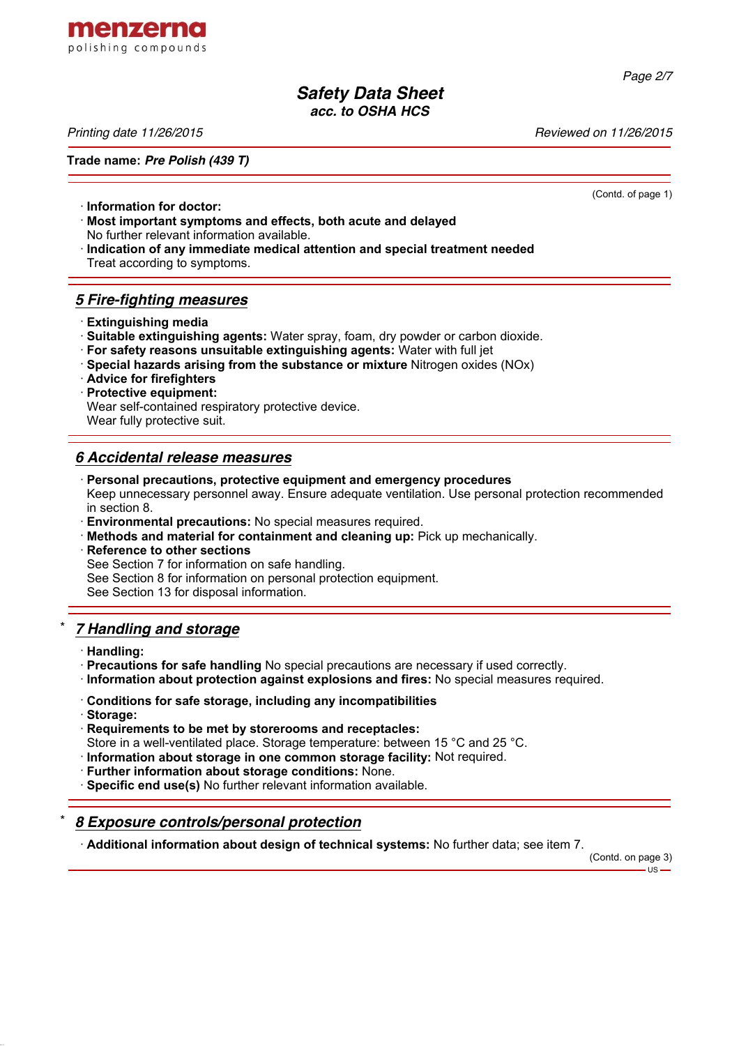(Contd. of page 1)

· **Information for doctor:**
· **Most important symptoms and effects, both acute and delayed**
No further relevant information available.
· **Indication of any immediate medical attention and special treatment needed**
Treat according to symptoms.

## 5 Fire-fighting measures

· **Extinguishing media**
· **Suitable extinguishing agents:** Water spray, foam, dry powder or carbon dioxide.
· **For safety reasons unsuitable extinguishing agents:** Water with full jet
· **Special hazards arising from the substance or mixture** Nitrogen oxides (NOx)
· **Advice for firefighters**
· **Protective equipment:**
Wear self-contained respiratory protective device.
Wear fully protective suit.

## 6 Accidental release measures

· **Personal precautions, protective equipment and emergency procedures**
Keep unnecessary personnel away. Ensure adequate ventilation. Use personal protection recommended in section 8.
· **Environmental precautions:** No special measures required.
· **Methods and material for containment and cleaning up:** Pick up mechanically.
· **Reference to other sections**
See Section 7 for information on safe handling.
See Section 8 for information on personal protection equipment.
See Section 13 for disposal information.

## * 7 Handling and storage

· **Handling:**
· **Precautions for safe handling** No special precautions are necessary if used correctly.
· **Information about protection against explosions and fires:** No special measures required.

· **Conditions for safe storage, including any incompatibilities**
· **Storage:**
· **Requirements to be met by storerooms and receptacles:**
Store in a well-ventilated place. Storage temperature: between 15 °C and 25 °C.
· **Information about storage in one common storage facility:** Not required.
· **Further information about storage conditions:** None.
· **Specific end use(s)** No further relevant information available.

## * 8 Exposure controls/personal protection

· **Additional information about design of technical systems:** No further data; see item 7.

(Contd. on page 3)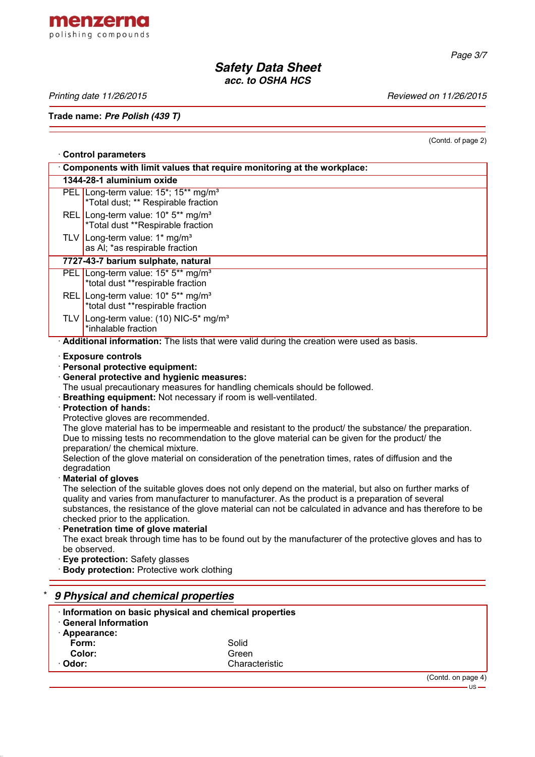**Trade name: *Pre Polish (439 T)***

(Contd. of page 2)

· **Control parameters**

| · **Components with limit values that require monitoring at the workplace:** | |
|---|---|
| **1344-28-1 aluminium oxide** | |
| PEL | Long-term value: 15*; 15** mg/m³<br>*Total dust; ** Respirable fraction |
| REL | Long-term value: 10* 5** mg/m³<br>*Total dust **Respirable fraction |
| TLV | Long-term value: 1* mg/m³<br>as Al; *as respirable fraction |
| **7727-43-7 barium sulphate, natural** | |
| PEL | Long-term value: 15* 5** mg/m³<br>*total dust **respirable fraction |
| REL | Long-term value: 10* 5** mg/m³<br>*total dust **respirable fraction |
| TLV | Long-term value: (10) NIC-5* mg/m³<br>*inhalable fraction |

· **Additional information:** The lists that were valid during the creation were used as basis.

· **Exposure controls**
· **Personal protective equipment:**
· **General protective and hygienic measures:**
The usual precautionary measures for handling chemicals should be followed.
· **Breathing equipment:** Not necessary if room is well-ventilated.
· **Protection of hands:**
Protective gloves are recommended.
The glove material has to be impermeable and resistant to the product/ the substance/ the preparation.
Due to missing tests no recommendation to the glove material can be given for the product/ the preparation/ the chemical mixture.
Selection of the glove material on consideration of the penetration times, rates of diffusion and the degradation
· **Material of gloves**
The selection of the suitable gloves does not only depend on the material, but also on further marks of quality and varies from manufacturer to manufacturer. As the product is a preparation of several substances, the resistance of the glove material can not be calculated in advance and has therefore to be checked prior to the application.
· **Penetration time of glove material**
The exact break through time has to be found out by the manufacturer of the protective gloves and has to be observed.
· **Eye protection:** Safety glasses
· **Body protection:** Protective work clothing

## * *9 Physical and chemical properties*

· **Information on basic physical and chemical properties**
· **General Information**
· **Appearance:**

| | |
|---|---|
| **Form:** | Solid |
| **Color:** | Green |
| · **Odor:** | Characteristic |

(Contd. on page 4)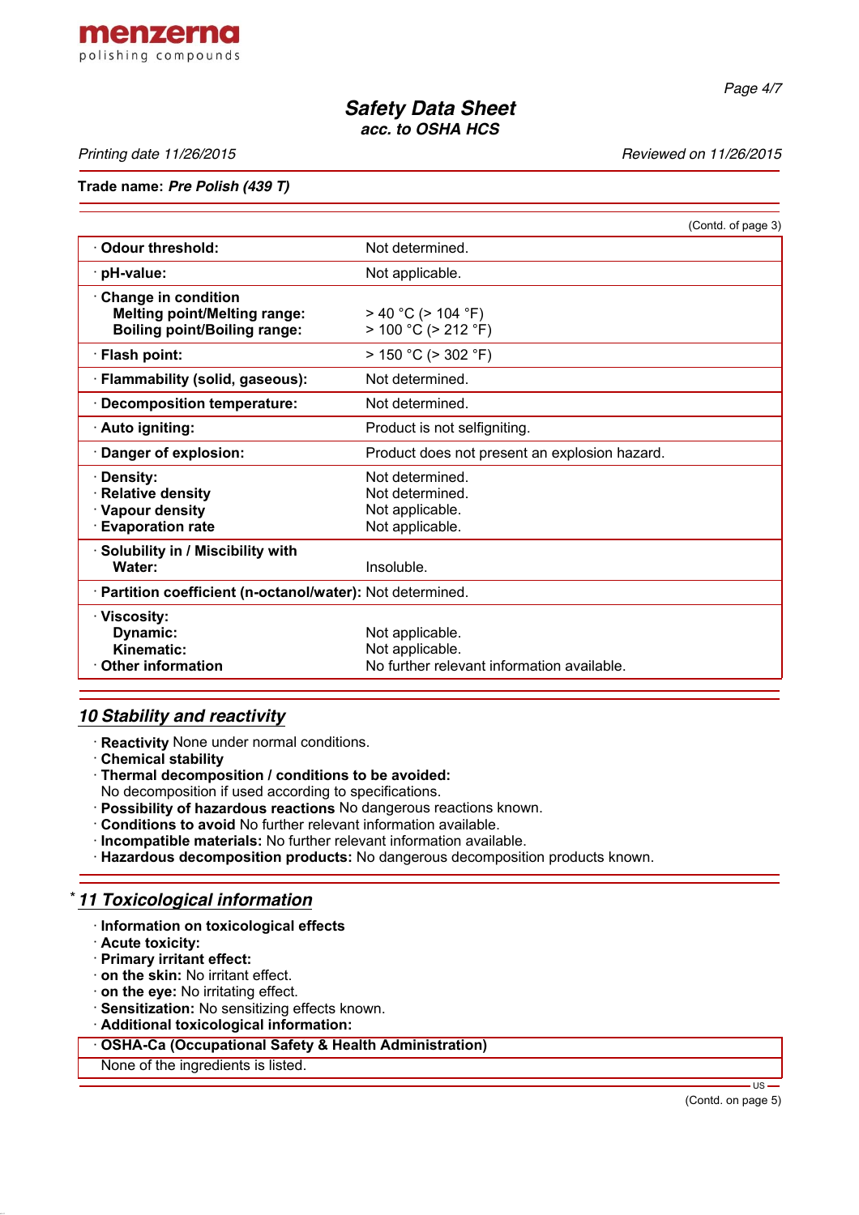Trade name: ***Pre Polish (439 T)***

(Contd. of page 3)

| | |
|---|---|
| · **Odour threshold:** | Not determined. |
| · **pH-value:** | Not applicable. |
| · **Change in condition** | |
| **Melting point/Melting range:** | > 40 °C (> 104 °F) |
| **Boiling point/Boiling range:** | > 100 °C (> 212 °F) |
| · **Flash point:** | > 150 °C (> 302 °F) |
| · **Flammability (solid, gaseous):** | Not determined. |
| · **Decomposition temperature:** | Not determined. |
| · **Auto igniting:** | Product is not selfigniting. |
| · **Danger of explosion:** | Product does not present an explosion hazard. |
| · **Density:** | Not determined. |
| · **Relative density** | Not determined. |
| · **Vapour density** | Not applicable. |
| · **Evaporation rate** | Not applicable. |
| · **Solubility in / Miscibility with Water:** | Insoluble. |
| · **Partition coefficient (n-octanol/water):** | Not determined. |
| · **Viscosity:** | |
| **Dynamic:** | Not applicable. |
| **Kinematic:** | Not applicable. |
| · **Other information** | No further relevant information available. |

## *10 Stability and reactivity*

- · **Reactivity** None under normal conditions.
- · **Chemical stability**
- · **Thermal decomposition / conditions to be avoided:**
  No decomposition if used according to specifications.
- · **Possibility of hazardous reactions** No dangerous reactions known.
- · **Conditions to avoid** No further relevant information available.
- · **Incompatible materials:** No further relevant information available.
- · **Hazardous decomposition products:** No dangerous decomposition products known.

## * *11 Toxicological information*

- · **Information on toxicological effects**
- · **Acute toxicity:**
- · **Primary irritant effect:**
- · **on the skin:** No irritant effect.
- · **on the eye:** No irritating effect.
- · **Sensitization:** No sensitizing effects known.
- · **Additional toxicological information:**

| · **OSHA-Ca (Occupational Safety & Health Administration)** |
|---|
| None of the ingredients is listed. |

(Contd. on page 5)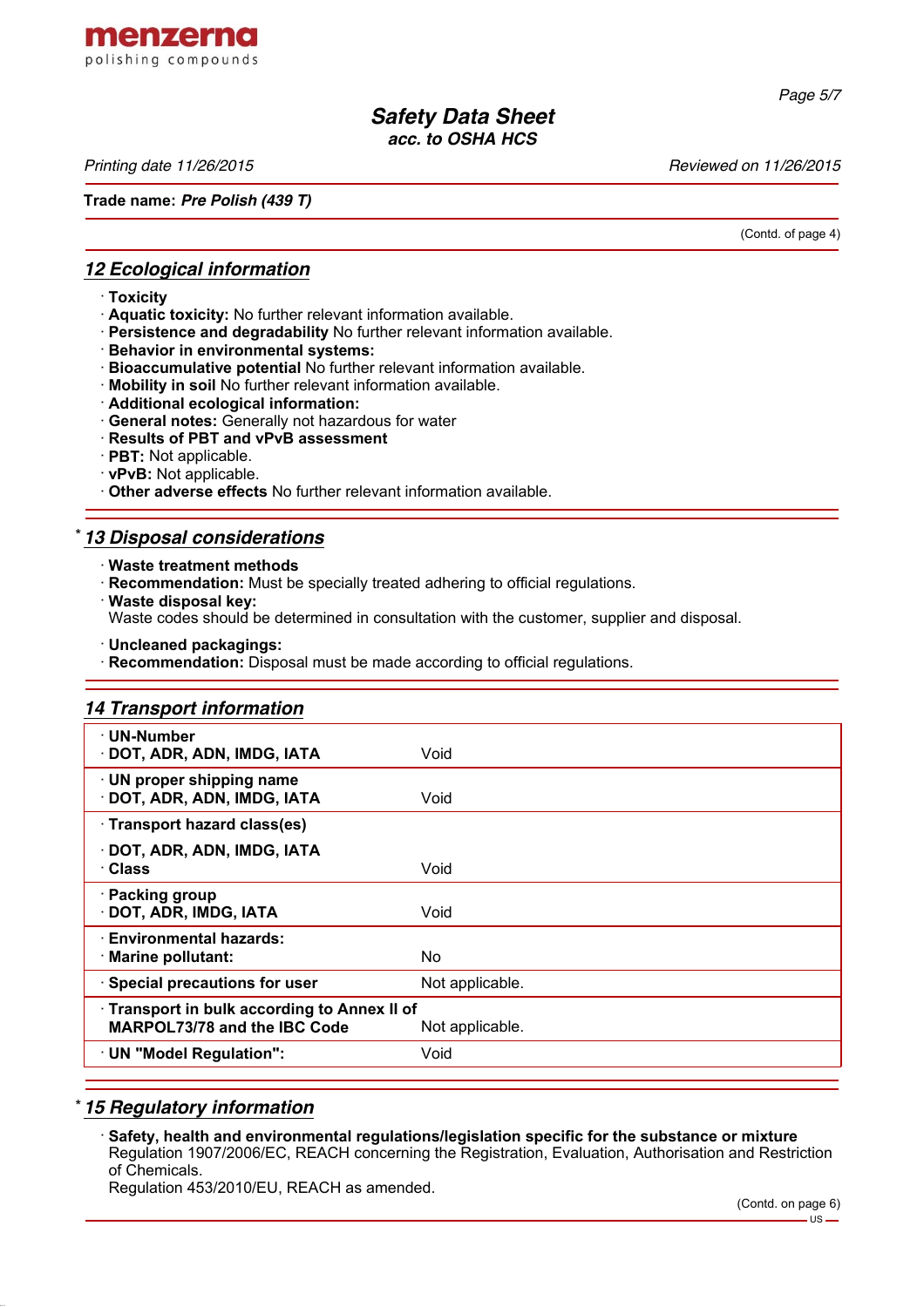(Contd. of page 4)

## 12 Ecological information

- **Toxicity**
- **Aquatic toxicity:** No further relevant information available.
- **Persistence and degradability** No further relevant information available.
- **Behavior in environmental systems:**
- **Bioaccumulative potential** No further relevant information available.
- **Mobility in soil** No further relevant information available.
- **Additional ecological information:**
- **General notes:** Generally not hazardous for water
- **Results of PBT and vPvB assessment**
- **PBT:** Not applicable.
- **vPvB:** Not applicable.
- **Other adverse effects** No further relevant information available.

## * 13 Disposal considerations

- **Waste treatment methods**
- **Recommendation:** Must be specially treated adhering to official regulations.
- **Waste disposal key:**
  Waste codes should be determined in consultation with the customer, supplier and disposal.

- **Uncleaned packagings:**
- **Recommendation:** Disposal must be made according to official regulations.

## 14 Transport information

| | |
|---|---|
| **· UN-Number**<br>**· DOT, ADR, ADN, IMDG, IATA** | Void |
| **· UN proper shipping name**<br>**· DOT, ADR, ADN, IMDG, IATA** | Void |
| **· Transport hazard class(es)**<br>**· DOT, ADR, ADN, IMDG, IATA**<br>**· Class** | Void |
| **· Packing group**<br>**· DOT, ADR, IMDG, IATA** | Void |
| **· Environmental hazards:**<br>**· Marine pollutant:** | No |
| **· Special precautions for user** | Not applicable. |
| **· Transport in bulk according to Annex II of MARPOL73/78 and the IBC Code** | Not applicable. |
| **· UN "Model Regulation":** | Void |

## * 15 Regulatory information

- **Safety, health and environmental regulations/legislation specific for the substance or mixture**
  Regulation 1907/2006/EC, REACH concerning the Registration, Evaluation, Authorisation and Restriction of Chemicals.
  Regulation 453/2010/EU, REACH as amended.

(Contd. on page 6)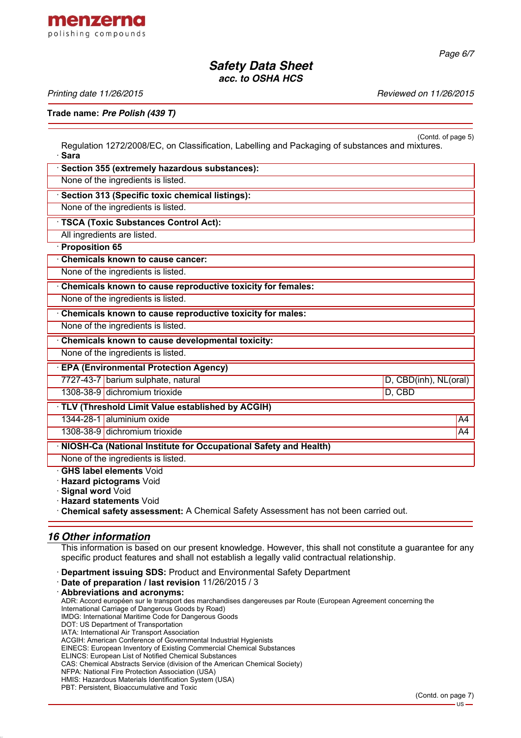(Contd. of page 5)

Regulation 1272/2008/EC, on Classification, Labelling and Packaging of substances and mixtures.

· **Sara**

· **Section 355 (extremely hazardous substances):**

None of the ingredients is listed.

· **Section 313 (Specific toxic chemical listings):**

None of the ingredients is listed.

· **TSCA (Toxic Substances Control Act):**

All ingredients are listed.

· **Proposition 65**

· **Chemicals known to cause cancer:**

None of the ingredients is listed.

· **Chemicals known to cause reproductive toxicity for females:**

None of the ingredients is listed.

· **Chemicals known to cause reproductive toxicity for males:**

None of the ingredients is listed.

· **Chemicals known to cause developmental toxicity:**

None of the ingredients is listed.

· **EPA (Environmental Protection Agency)**

| | | |
|---|---|---|
| 7727-43-7 | barium sulphate, natural | D, CBD(inh), NL(oral) |
| 1308-38-9 | dichromium trioxide | D, CBD |

· **TLV (Threshold Limit Value established by ACGIH)**

| | | |
|---|---|---|
| 1344-28-1 | aluminium oxide | A4 |
| 1308-38-9 | dichromium trioxide | A4 |

· **NIOSH-Ca (National Institute for Occupational Safety and Health)**

None of the ingredients is listed.

· **GHS label elements** Void
· **Hazard pictograms** Void
· **Signal word** Void
· **Hazard statements** Void
· **Chemical safety assessment:** A Chemical Safety Assessment has not been carried out.

## *16 Other information*

This information is based on our present knowledge. However, this shall not constitute a guarantee for any specific product features and shall not establish a legally valid contractual relationship.

· **Department issuing SDS:** Product and Environmental Safety Department
· **Date of preparation / last revision** 11/26/2015 / 3
· **Abbreviations and acronyms:**

ADR: Accord européen sur le transport des marchandises dangereuses par Route (European Agreement concerning the International Carriage of Dangerous Goods by Road)
IMDG: International Maritime Code for Dangerous Goods
DOT: US Department of Transportation
IATA: International Air Transport Association
ACGIH: American Conference of Governmental Industrial Hygienists
EINECS: European Inventory of Existing Commercial Chemical Substances
ELINCS: European List of Notified Chemical Substances
CAS: Chemical Abstracts Service (division of the American Chemical Society)
NFPA: National Fire Protection Association (USA)
HMIS: Hazardous Materials Identification System (USA)
PBT: Persistent, Bioaccumulative and Toxic

(Contd. on page 7)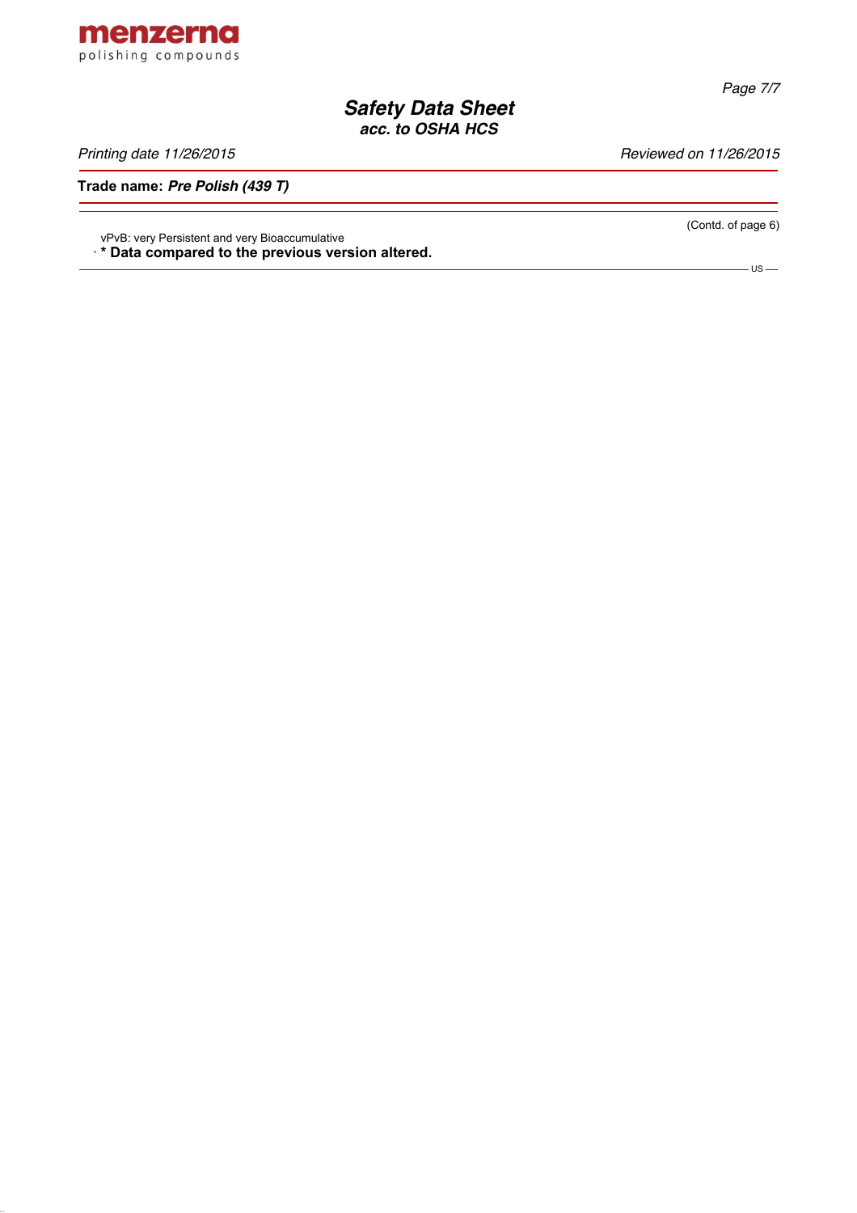(Contd. of page 6)

vPvB: very Persistent and very Bioaccumulative

· **\* Data compared to the previous version altered.**